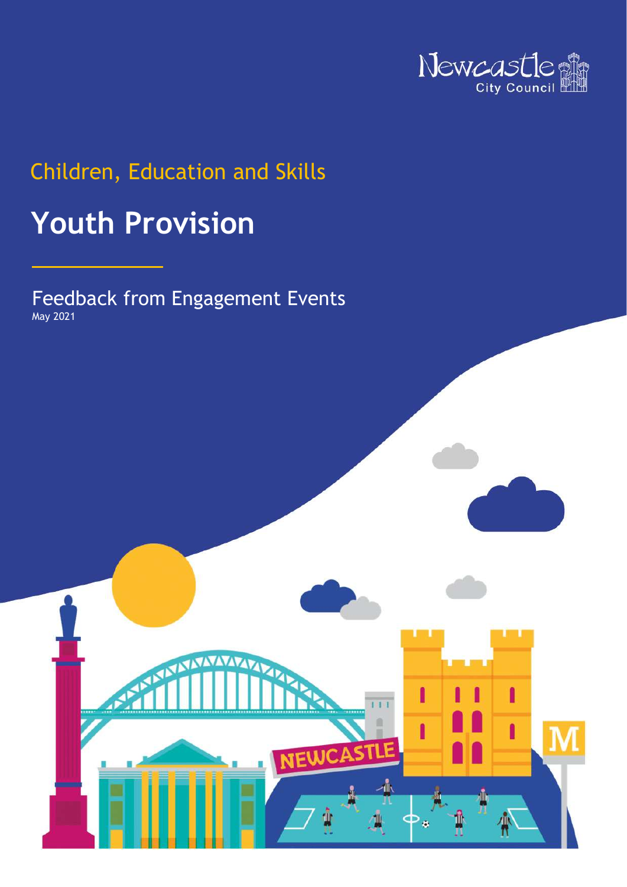Newcastle City Council

Children, Education and Skills

# Youth Provision

Feedback from Engagement Events

May 2021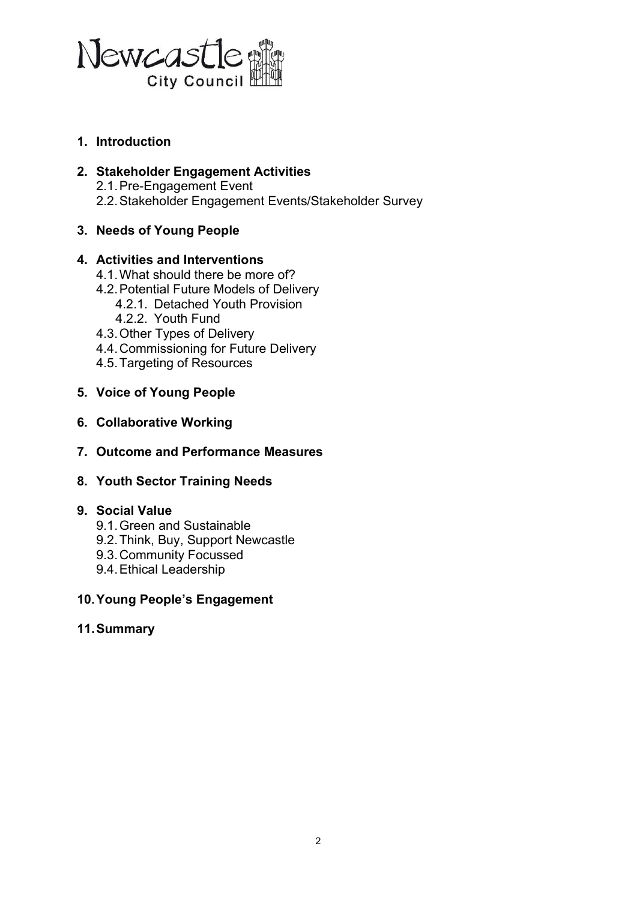Newcastle City Council

1. **Introduction**

2. **Stakeholder Engagement Activities**
    2.1. Pre-Engagement Event
    2.2. Stakeholder Engagement Events/Stakeholder Survey

3. **Needs of Young People**

4. **Activities and Interventions**
    4.1. What should there be more of?
    4.2. Potential Future Models of Delivery
        4.2.1. Detached Youth Provision
        4.2.2. Youth Fund
    4.3. Other Types of Delivery
    4.4. Commissioning for Future Delivery
    4.5. Targeting of Resources

5. **Voice of Young People**

6. **Collaborative Working**

7. **Outcome and Performance Measures**

8. **Youth Sector Training Needs**

9. **Social Value**
    9.1. Green and Sustainable
    9.2. Think, Buy, Support Newcastle
    9.3. Community Focussed
    9.4. Ethical Leadership

10. **Young People's Engagement**

11. **Summary**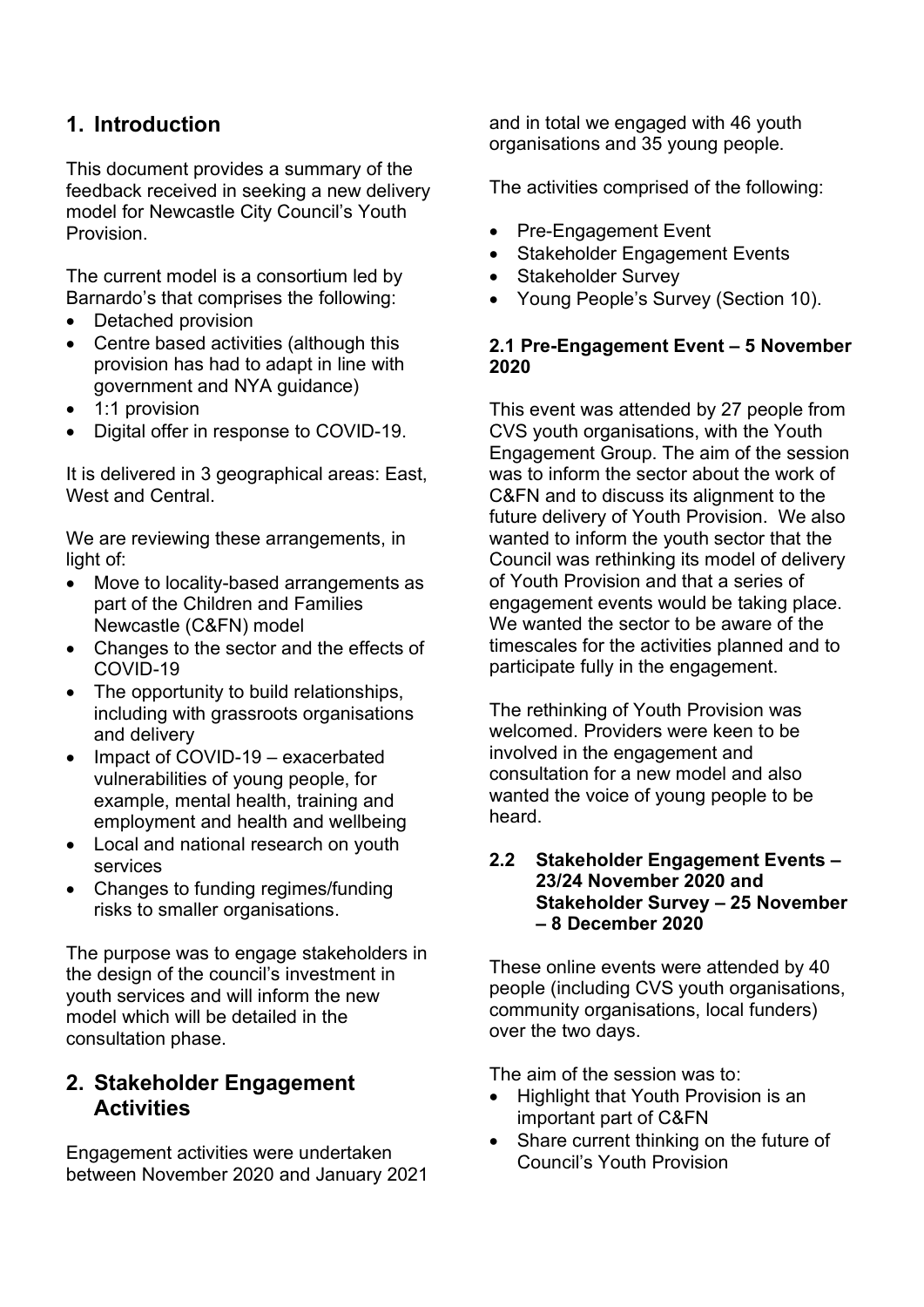## 1. Introduction

This document provides a summary of the feedback received in seeking a new delivery model for Newcastle City Council's Youth Provision.

The current model is a consortium led by Barnardo's that comprises the following:

- Detached provision
- Centre based activities (although this provision has had to adapt in line with government and NYA guidance)
- 1:1 provision
- Digital offer in response to COVID-19.

It is delivered in 3 geographical areas: East, West and Central.

We are reviewing these arrangements, in light of:

- Move to locality-based arrangements as part of the Children and Families Newcastle (C&FN) model
- Changes to the sector and the effects of COVID-19
- The opportunity to build relationships, including with grassroots organisations and delivery
- Impact of COVID-19 – exacerbated vulnerabilities of young people, for example, mental health, training and employment and health and wellbeing
- Local and national research on youth services
- Changes to funding regimes/funding risks to smaller organisations.

The purpose was to engage stakeholders in the design of the council's investment in youth services and will inform the new model which will be detailed in the consultation phase.

## 2. Stakeholder Engagement Activities

Engagement activities were undertaken between November 2020 and January 2021 and in total we engaged with 46 youth organisations and 35 young people.

The activities comprised of the following:

- Pre-Engagement Event
- Stakeholder Engagement Events
- Stakeholder Survey
- Young People's Survey (Section 10).

### 2.1 Pre-Engagement Event – 5 November 2020

This event was attended by 27 people from CVS youth organisations, with the Youth Engagement Group. The aim of the session was to inform the sector about the work of C&FN and to discuss its alignment to the future delivery of Youth Provision. We also wanted to inform the youth sector that the Council was rethinking its model of delivery of Youth Provision and that a series of engagement events would be taking place. We wanted the sector to be aware of the timescales for the activities planned and to participate fully in the engagement.

The rethinking of Youth Provision was welcomed. Providers were keen to be involved in the engagement and consultation for a new model and also wanted the voice of young people to be heard.

### 2.2 Stakeholder Engagement Events – 23/24 November 2020 and Stakeholder Survey – 25 November – 8 December 2020

These online events were attended by 40 people (including CVS youth organisations, community organisations, local funders) over the two days.

The aim of the session was to:

- Highlight that Youth Provision is an important part of C&FN
- Share current thinking on the future of Council's Youth Provision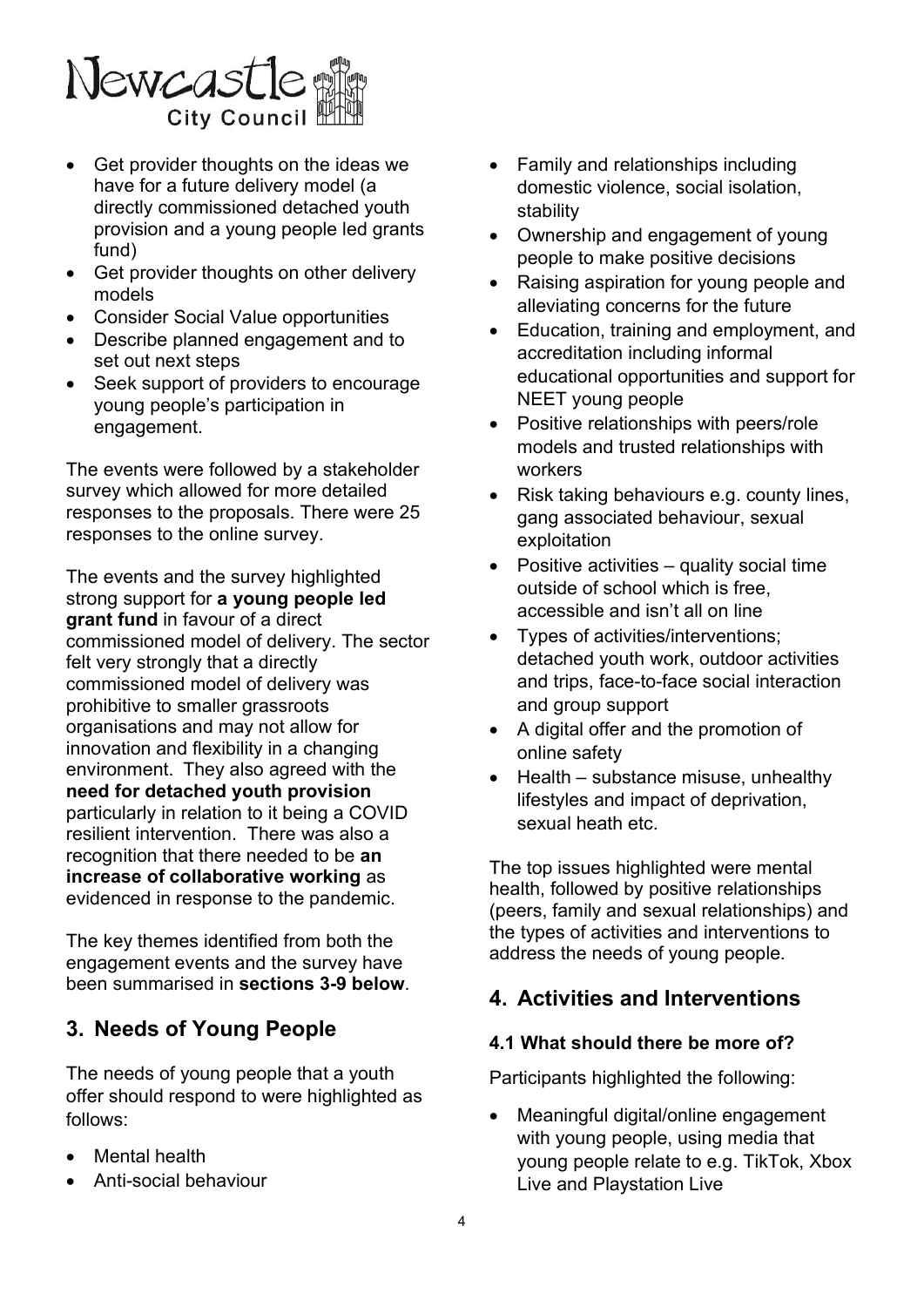- Get provider thoughts on the ideas we have for a future delivery model (a directly commissioned detached youth provision and a young people led grants fund)
- Get provider thoughts on other delivery models
- Consider Social Value opportunities
- Describe planned engagement and to set out next steps
- Seek support of providers to encourage young people's participation in engagement.

The events were followed by a stakeholder survey which allowed for more detailed responses to the proposals. There were 25 responses to the online survey.

The events and the survey highlighted strong support for **a young people led grant fund** in favour of a direct commissioned model of delivery. The sector felt very strongly that a directly commissioned model of delivery was prohibitive to smaller grassroots organisations and may not allow for innovation and flexibility in a changing environment. They also agreed with the **need for detached youth provision** particularly in relation to it being a COVID resilient intervention. There was also a recognition that there needed to be **an increase of collaborative working** as evidenced in response to the pandemic.

The key themes identified from both the engagement events and the survey have been summarised in **sections 3-9 below**.

## 3. Needs of Young People

The needs of young people that a youth offer should respond to were highlighted as follows:

- Mental health
- Anti-social behaviour
- Family and relationships including domestic violence, social isolation, stability
- Ownership and engagement of young people to make positive decisions
- Raising aspiration for young people and alleviating concerns for the future
- Education, training and employment, and accreditation including informal educational opportunities and support for NEET young people
- Positive relationships with peers/role models and trusted relationships with workers
- Risk taking behaviours e.g. county lines, gang associated behaviour, sexual exploitation
- Positive activities – quality social time outside of school which is free, accessible and isn't all on line
- Types of activities/interventions; detached youth work, outdoor activities and trips, face-to-face social interaction and group support
- A digital offer and the promotion of online safety
- Health – substance misuse, unhealthy lifestyles and impact of deprivation, sexual heath etc.

The top issues highlighted were mental health, followed by positive relationships (peers, family and sexual relationships) and the types of activities and interventions to address the needs of young people.

## 4. Activities and Interventions

### 4.1 What should there be more of?

Participants highlighted the following:

- Meaningful digital/online engagement with young people, using media that young people relate to e.g. TikTok, Xbox Live and Playstation Live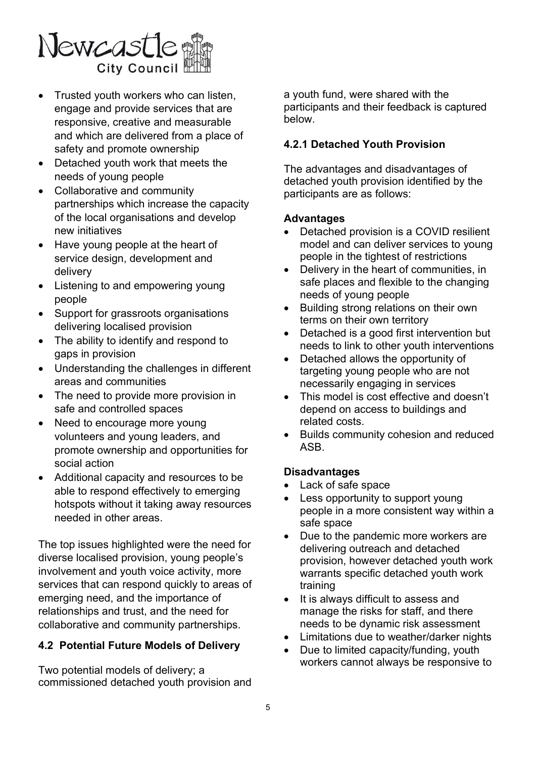- Trusted youth workers who can listen, engage and provide services that are responsive, creative and measurable and which are delivered from a place of safety and promote ownership
- Detached youth work that meets the needs of young people
- Collaborative and community partnerships which increase the capacity of the local organisations and develop new initiatives
- Have young people at the heart of service design, development and delivery
- Listening to and empowering young people
- Support for grassroots organisations delivering localised provision
- The ability to identify and respond to gaps in provision
- Understanding the challenges in different areas and communities
- The need to provide more provision in safe and controlled spaces
- Need to encourage more young volunteers and young leaders, and promote ownership and opportunities for social action
- Additional capacity and resources to be able to respond effectively to emerging hotspots without it taking away resources needed in other areas.

The top issues highlighted were the need for diverse localised provision, young people's involvement and youth voice activity, more services that can respond quickly to areas of emerging need, and the importance of relationships and trust, and the need for collaborative and community partnerships.

### 4.2 Potential Future Models of Delivery

Two potential models of delivery; a commissioned detached youth provision and a youth fund, were shared with the participants and their feedback is captured below.

#### 4.2.1 Detached Youth Provision

The advantages and disadvantages of detached youth provision identified by the participants are as follows:

**Advantages**

- Detached provision is a COVID resilient model and can deliver services to young people in the tightest of restrictions
- Delivery in the heart of communities, in safe places and flexible to the changing needs of young people
- Building strong relations on their own terms on their own territory
- Detached is a good first intervention but needs to link to other youth interventions
- Detached allows the opportunity of targeting young people who are not necessarily engaging in services
- This model is cost effective and doesn't depend on access to buildings and related costs.
- Builds community cohesion and reduced ASB.

**Disadvantages**

- Lack of safe space
- Less opportunity to support young people in a more consistent way within a safe space
- Due to the pandemic more workers are delivering outreach and detached provision, however detached youth work warrants specific detached youth work training
- It is always difficult to assess and manage the risks for staff, and there needs to be dynamic risk assessment
- Limitations due to weather/darker nights
- Due to limited capacity/funding, youth workers cannot always be responsive to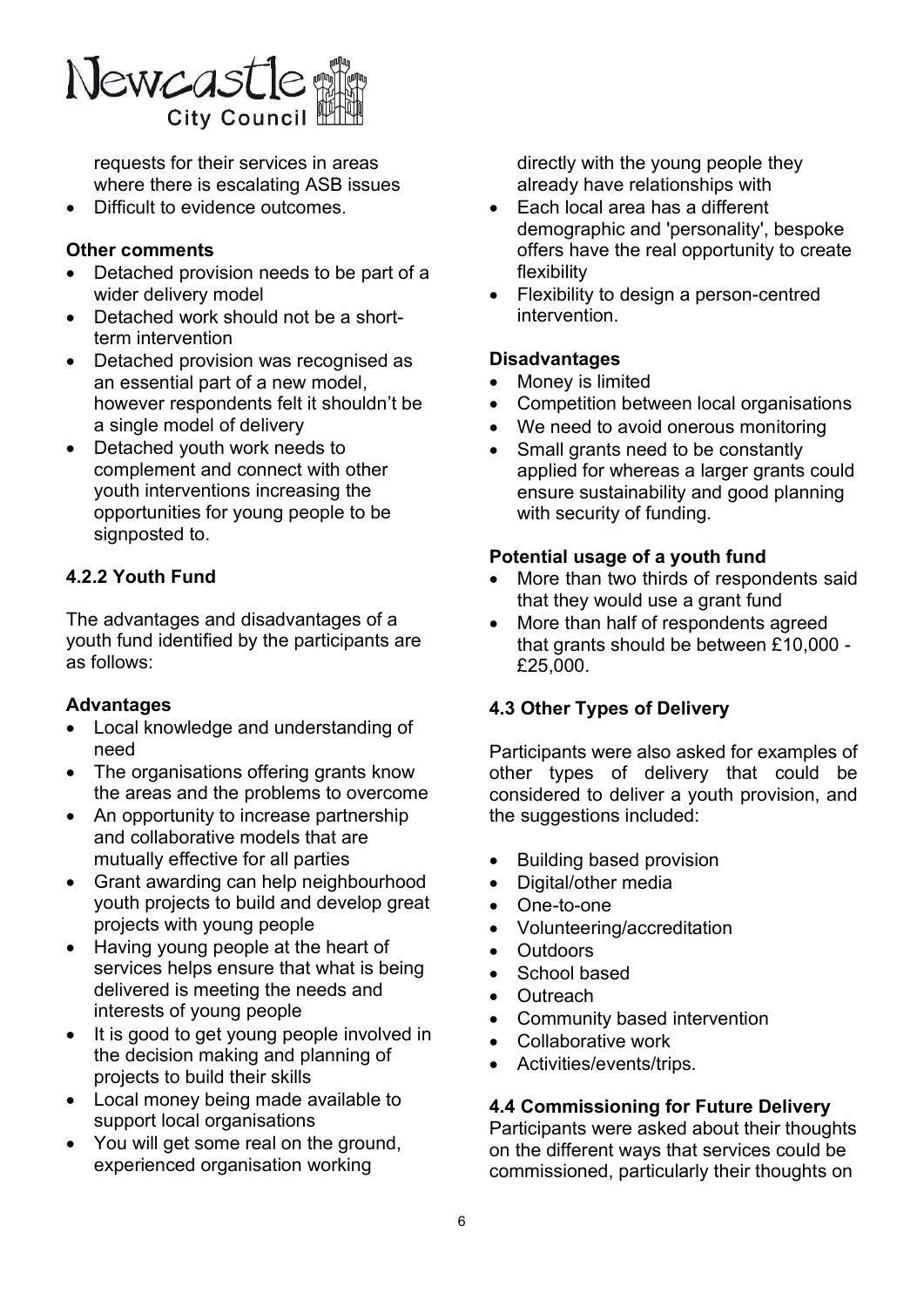requests for their services in areas where there is escalating ASB issues

- Difficult to evidence outcomes.

**Other comments**

- Detached provision needs to be part of a wider delivery model
- Detached work should not be a short-term intervention
- Detached provision was recognised as an essential part of a new model, however respondents felt it shouldn't be a single model of delivery
- Detached youth work needs to complement and connect with other youth interventions increasing the opportunities for young people to be signposted to.

### 4.2.2 Youth Fund

The advantages and disadvantages of a youth fund identified by the participants are as follows:

**Advantages**

- Local knowledge and understanding of need
- The organisations offering grants know the areas and the problems to overcome
- An opportunity to increase partnership and collaborative models that are mutually effective for all parties
- Grant awarding can help neighbourhood youth projects to build and develop great projects with young people
- Having young people at the heart of services helps ensure that what is being delivered is meeting the needs and interests of young people
- It is good to get young people involved in the decision making and planning of projects to build their skills
- Local money being made available to support local organisations
- You will get some real on the ground, experienced organisation working directly with the young people they already have relationships with
- Each local area has a different demographic and 'personality', bespoke offers have the real opportunity to create flexibility
- Flexibility to design a person-centred intervention.

**Disadvantages**

- Money is limited
- Competition between local organisations
- We need to avoid onerous monitoring
- Small grants need to be constantly applied for whereas a larger grants could ensure sustainability and good planning with security of funding.

**Potential usage of a youth fund**

- More than two thirds of respondents said that they would use a grant fund
- More than half of respondents agreed that grants should be between £10,000 - £25,000.

### 4.3 Other Types of Delivery

Participants were also asked for examples of other types of delivery that could be considered to deliver a youth provision, and the suggestions included:

- Building based provision
- Digital/other media
- One-to-one
- Volunteering/accreditation
- Outdoors
- School based
- Outreach
- Community based intervention
- Collaborative work
- Activities/events/trips.

### 4.4 Commissioning for Future Delivery

Participants were asked about their thoughts on the different ways that services could be commissioned, particularly their thoughts on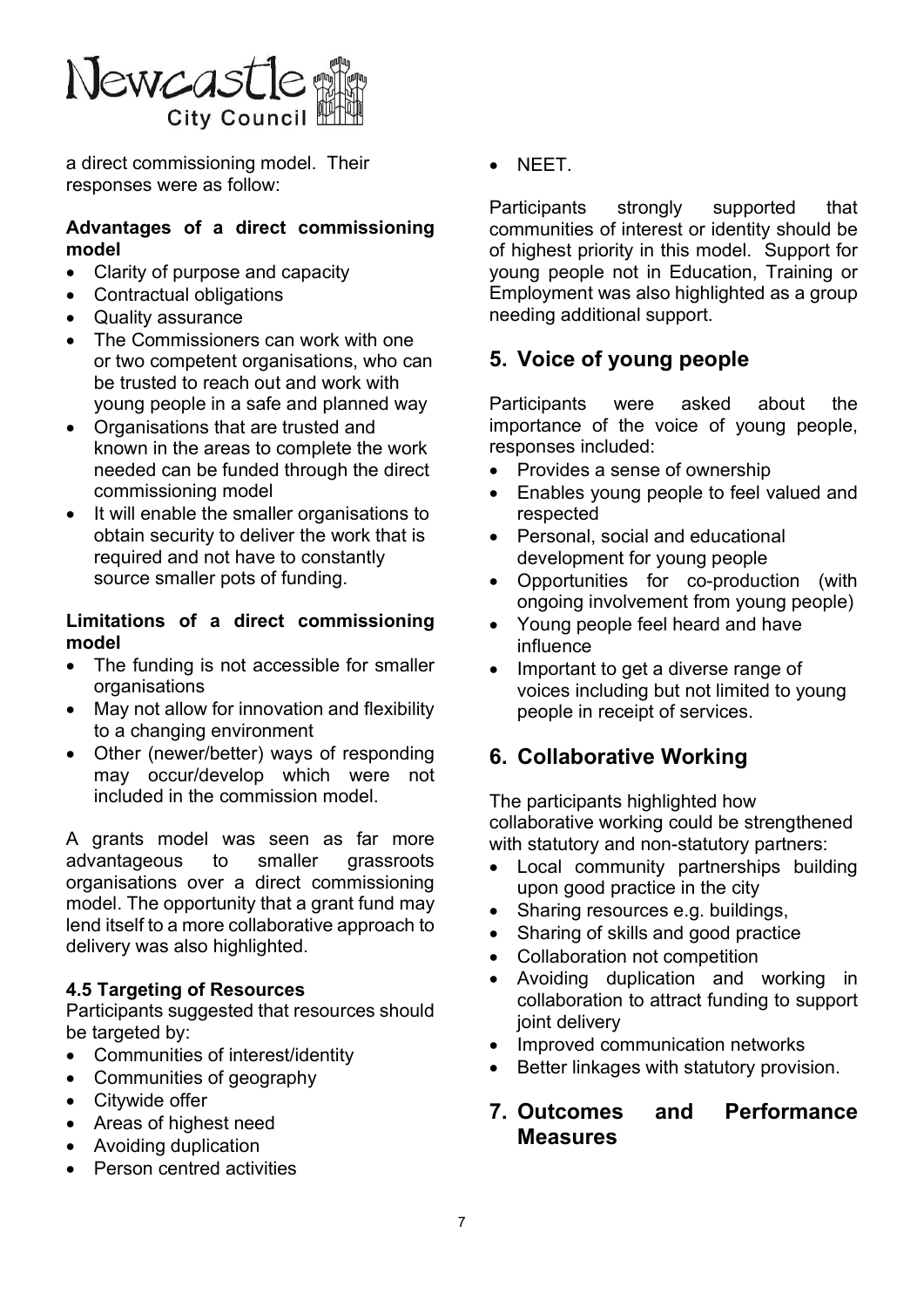a direct commissioning model. Their responses were as follow:

**Advantages of a direct commissioning model**

- Clarity of purpose and capacity
- Contractual obligations
- Quality assurance
- The Commissioners can work with one or two competent organisations, who can be trusted to reach out and work with young people in a safe and planned way
- Organisations that are trusted and known in the areas to complete the work needed can be funded through the direct commissioning model
- It will enable the smaller organisations to obtain security to deliver the work that is required and not have to constantly source smaller pots of funding.

**Limitations of a direct commissioning model**

- The funding is not accessible for smaller organisations
- May not allow for innovation and flexibility to a changing environment
- Other (newer/better) ways of responding may occur/develop which were not included in the commission model.

A grants model was seen as far more advantageous to smaller grassroots organisations over a direct commissioning model. The opportunity that a grant fund may lend itself to a more collaborative approach to delivery was also highlighted.

### 4.5 Targeting of Resources

Participants suggested that resources should be targeted by:

- Communities of interest/identity
- Communities of geography
- Citywide offer
- Areas of highest need
- Avoiding duplication
- Person centred activities
- NEET.

Participants strongly supported that communities of interest or identity should be of highest priority in this model. Support for young people not in Education, Training or Employment was also highlighted as a group needing additional support.

## 5. Voice of young people

Participants were asked about the importance of the voice of young people, responses included:

- Provides a sense of ownership
- Enables young people to feel valued and respected
- Personal, social and educational development for young people
- Opportunities for co-production (with ongoing involvement from young people)
- Young people feel heard and have influence
- Important to get a diverse range of voices including but not limited to young people in receipt of services.

## 6. Collaborative Working

The participants highlighted how collaborative working could be strengthened with statutory and non-statutory partners:

- Local community partnerships building upon good practice in the city
- Sharing resources e.g. buildings,
- Sharing of skills and good practice
- Collaboration not competition
- Avoiding duplication and working in collaboration to attract funding to support joint delivery
- Improved communication networks
- Better linkages with statutory provision.

## 7. Outcomes and Performance Measures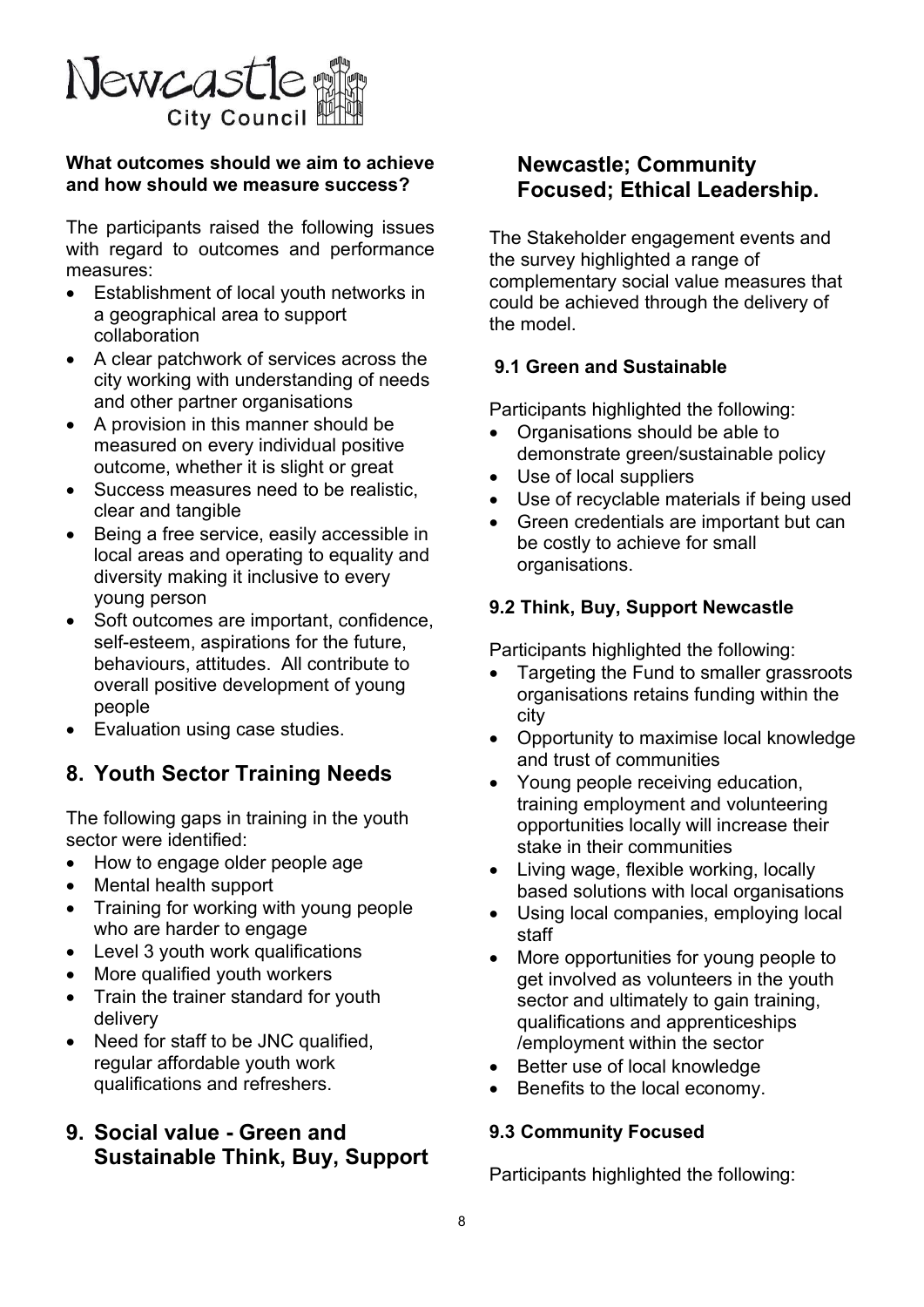**What outcomes should we aim to achieve and how should we measure success?**

The participants raised the following issues with regard to outcomes and performance measures:

- Establishment of local youth networks in a geographical area to support collaboration
- A clear patchwork of services across the city working with understanding of needs and other partner organisations
- A provision in this manner should be measured on every individual positive outcome, whether it is slight or great
- Success measures need to be realistic, clear and tangible
- Being a free service, easily accessible in local areas and operating to equality and diversity making it inclusive to every young person
- Soft outcomes are important, confidence, self-esteem, aspirations for the future, behaviours, attitudes. All contribute to overall positive development of young people
- Evaluation using case studies.

## 8. Youth Sector Training Needs

The following gaps in training in the youth sector were identified:

- How to engage older people age
- Mental health support
- Training for working with young people who are harder to engage
- Level 3 youth work qualifications
- More qualified youth workers
- Train the trainer standard for youth delivery
- Need for staff to be JNC qualified, regular affordable youth work qualifications and refreshers.

## 9. Social value - Green and Sustainable Think, Buy, Support Newcastle; Community Focused; Ethical Leadership.

The Stakeholder engagement events and the survey highlighted a range of complementary social value measures that could be achieved through the delivery of the model.

### 9.1 Green and Sustainable

Participants highlighted the following:

- Organisations should be able to demonstrate green/sustainable policy
- Use of local suppliers
- Use of recyclable materials if being used
- Green credentials are important but can be costly to achieve for small organisations.

### 9.2 Think, Buy, Support Newcastle

Participants highlighted the following:

- Targeting the Fund to smaller grassroots organisations retains funding within the city
- Opportunity to maximise local knowledge and trust of communities
- Young people receiving education, training employment and volunteering opportunities locally will increase their stake in their communities
- Living wage, flexible working, locally based solutions with local organisations
- Using local companies, employing local staff
- More opportunities for young people to get involved as volunteers in the youth sector and ultimately to gain training, qualifications and apprenticeships /employment within the sector
- Better use of local knowledge
- Benefits to the local economy.

### 9.3 Community Focused

Participants highlighted the following: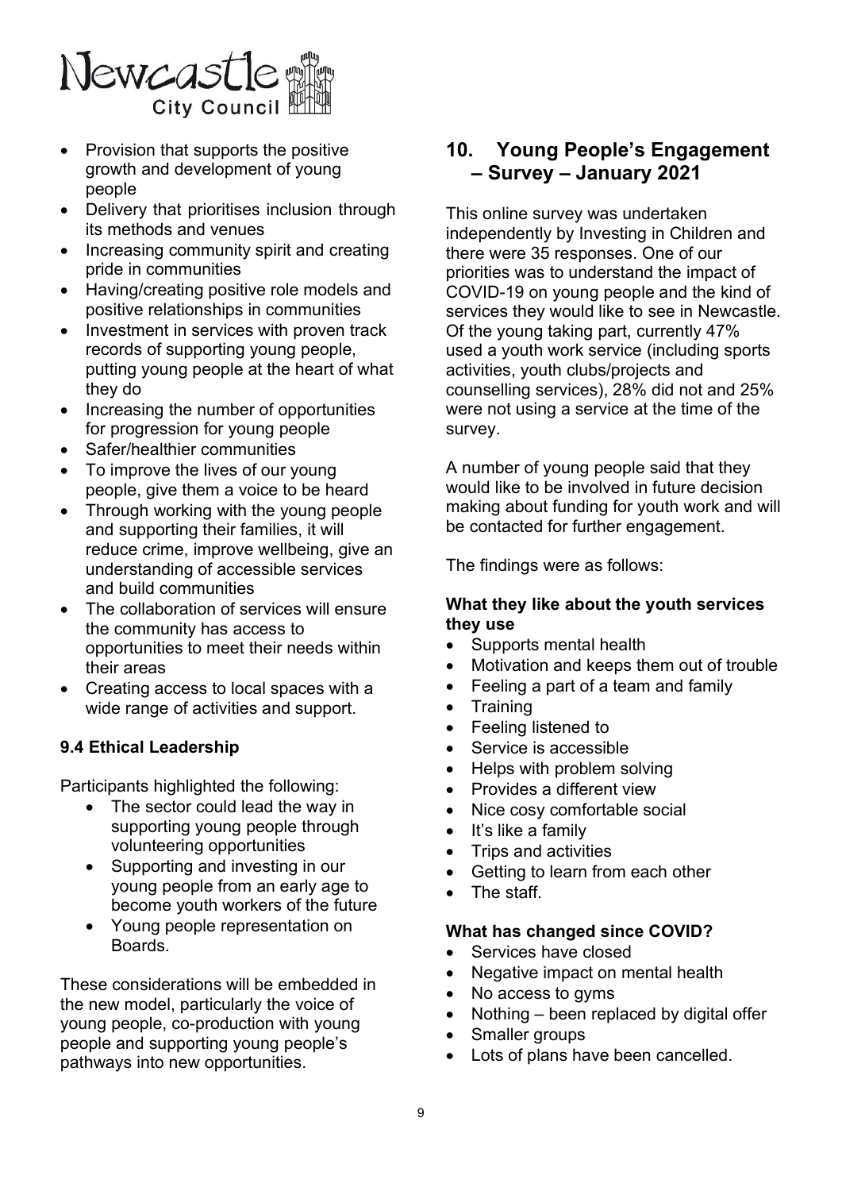- Provision that supports the positive growth and development of young people
- Delivery that prioritises inclusion through its methods and venues
- Increasing community spirit and creating pride in communities
- Having/creating positive role models and positive relationships in communities
- Investment in services with proven track records of supporting young people, putting young people at the heart of what they do
- Increasing the number of opportunities for progression for young people
- Safer/healthier communities
- To improve the lives of our young people, give them a voice to be heard
- Through working with the young people and supporting their families, it will reduce crime, improve wellbeing, give an understanding of accessible services and build communities
- The collaboration of services will ensure the community has access to opportunities to meet their needs within their areas
- Creating access to local spaces with a wide range of activities and support.

### 9.4 Ethical Leadership

Participants highlighted the following:

- The sector could lead the way in supporting young people through volunteering opportunities
- Supporting and investing in our young people from an early age to become youth workers of the future
- Young people representation on Boards.

These considerations will be embedded in the new model, particularly the voice of young people, co-production with young people and supporting young people's pathways into new opportunities.

## 10. Young People's Engagement – Survey – January 2021

This online survey was undertaken independently by Investing in Children and there were 35 responses. One of our priorities was to understand the impact of COVID-19 on young people and the kind of services they would like to see in Newcastle. Of the young taking part, currently 47% used a youth work service (including sports activities, youth clubs/projects and counselling services), 28% did not and 25% were not using a service at the time of the survey.

A number of young people said that they would like to be involved in future decision making about funding for youth work and will be contacted for further engagement.

The findings were as follows:

**What they like about the youth services they use**

- Supports mental health
- Motivation and keeps them out of trouble
- Feeling a part of a team and family
- Training
- Feeling listened to
- Service is accessible
- Helps with problem solving
- Provides a different view
- Nice cosy comfortable social
- It's like a family
- Trips and activities
- Getting to learn from each other
- The staff.

**What has changed since COVID?**

- Services have closed
- Negative impact on mental health
- No access to gyms
- Nothing – been replaced by digital offer
- Smaller groups
- Lots of plans have been cancelled.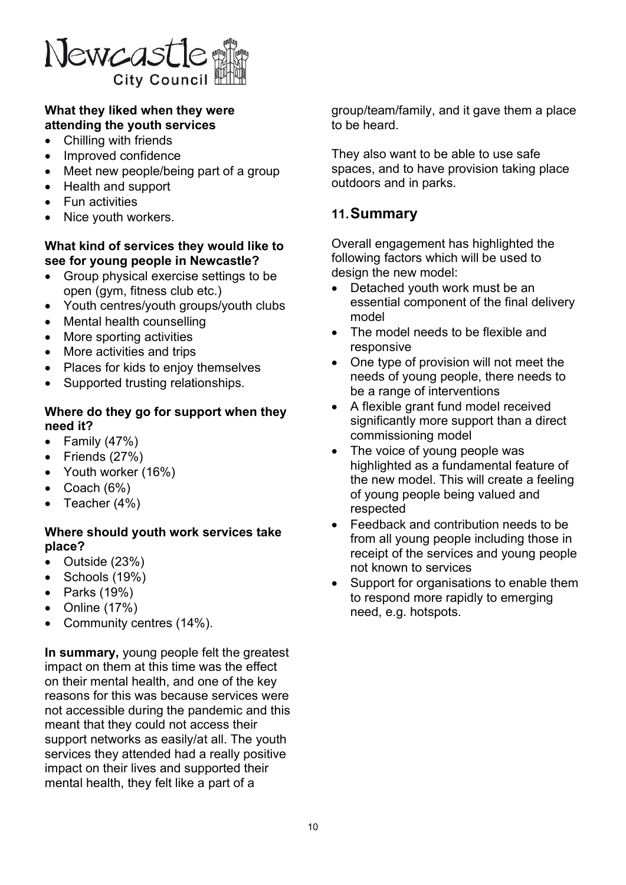**What they liked when they were attending the youth services**

- Chilling with friends
- Improved confidence
- Meet new people/being part of a group
- Health and support
- Fun activities
- Nice youth workers.

**What kind of services they would like to see for young people in Newcastle?**

- Group physical exercise settings to be open (gym, fitness club etc.)
- Youth centres/youth groups/youth clubs
- Mental health counselling
- More sporting activities
- More activities and trips
- Places for kids to enjoy themselves
- Supported trusting relationships.

**Where do they go for support when they need it?**

- Family (47%)
- Friends (27%)
- Youth worker (16%)
- Coach (6%)
- Teacher (4%)

**Where should youth work services take place?**

- Outside (23%)
- Schools (19%)
- Parks (19%)
- Online (17%)
- Community centres (14%).

**In summary,** young people felt the greatest impact on them at this time was the effect on their mental health, and one of the key reasons for this was because services were not accessible during the pandemic and this meant that they could not access their support networks as easily/at all. The youth services they attended had a really positive impact on their lives and supported their mental health, they felt like a part of a group/team/family, and it gave them a place to be heard.

They also want to be able to use safe spaces, and to have provision taking place outdoors and in parks.

## 11. Summary

Overall engagement has highlighted the following factors which will be used to design the new model:

- Detached youth work must be an essential component of the final delivery model
- The model needs to be flexible and responsive
- One type of provision will not meet the needs of young people, there needs to be a range of interventions
- A flexible grant fund model received significantly more support than a direct commissioning model
- The voice of young people was highlighted as a fundamental feature of the new model. This will create a feeling of young people being valued and respected
- Feedback and contribution needs to be from all young people including those in receipt of the services and young people not known to services
- Support for organisations to enable them to respond more rapidly to emerging need, e.g. hotspots.